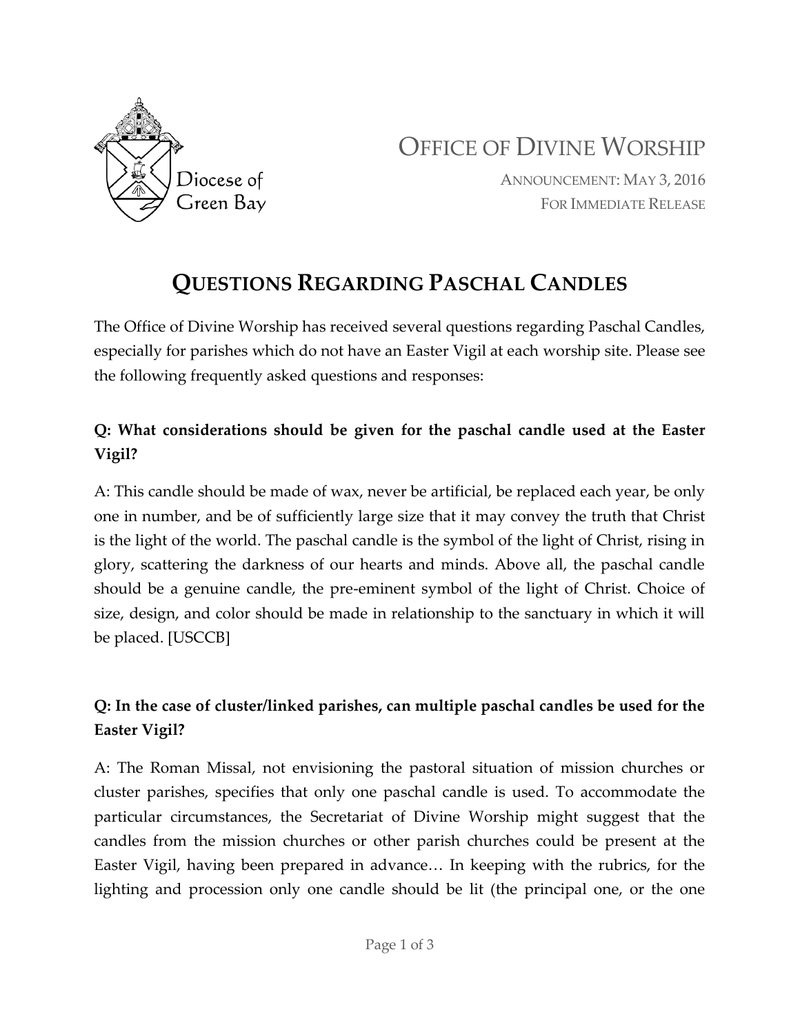Diocese of Green Bay

# Office of Divine Worship

Announcement: May 3, 2016
For Immediate Release

## Questions Regarding Paschal Candles

The Office of Divine Worship has received several questions regarding Paschal Candles, especially for parishes which do not have an Easter Vigil at each worship site. Please see the following frequently asked questions and responses:

**Q: What considerations should be given for the paschal candle used at the Easter Vigil?**

A: This candle should be made of wax, never be artificial, be replaced each year, be only one in number, and be of sufficiently large size that it may convey the truth that Christ is the light of the world. The paschal candle is the symbol of the light of Christ, rising in glory, scattering the darkness of our hearts and minds. Above all, the paschal candle should be a genuine candle, the pre-eminent symbol of the light of Christ. Choice of size, design, and color should be made in relationship to the sanctuary in which it will be placed. [USCCB]

**Q: In the case of cluster/linked parishes, can multiple paschal candles be used for the Easter Vigil?**

A: The Roman Missal, not envisioning the pastoral situation of mission churches or cluster parishes, specifies that only one paschal candle is used. To accommodate the particular circumstances, the Secretariat of Divine Worship might suggest that the candles from the mission churches or other parish churches could be present at the Easter Vigil, having been prepared in advance… In keeping with the rubrics, for the lighting and procession only one candle should be lit (the principal one, or the one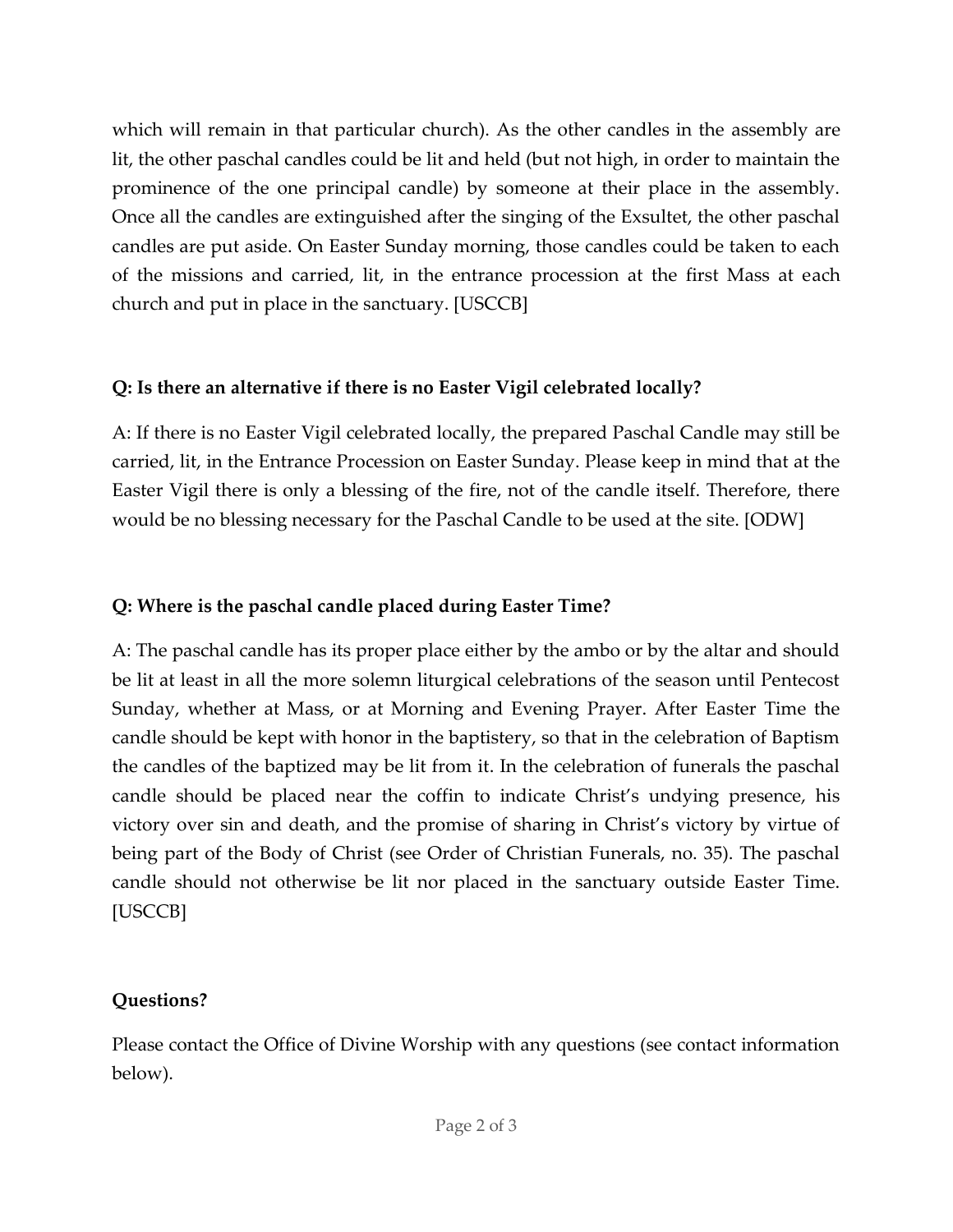which will remain in that particular church). As the other candles in the assembly are lit, the other paschal candles could be lit and held (but not high, in order to maintain the prominence of the one principal candle) by someone at their place in the assembly. Once all the candles are extinguished after the singing of the Exsultet, the other paschal candles are put aside. On Easter Sunday morning, those candles could be taken to each of the missions and carried, lit, in the entrance procession at the first Mass at each church and put in place in the sanctuary. [USCCB]

**Q: Is there an alternative if there is no Easter Vigil celebrated locally?**

A: If there is no Easter Vigil celebrated locally, the prepared Paschal Candle may still be carried, lit, in the Entrance Procession on Easter Sunday. Please keep in mind that at the Easter Vigil there is only a blessing of the fire, not of the candle itself. Therefore, there would be no blessing necessary for the Paschal Candle to be used at the site. [ODW]

**Q: Where is the paschal candle placed during Easter Time?**

A: The paschal candle has its proper place either by the ambo or by the altar and should be lit at least in all the more solemn liturgical celebrations of the season until Pentecost Sunday, whether at Mass, or at Morning and Evening Prayer. After Easter Time the candle should be kept with honor in the baptistery, so that in the celebration of Baptism the candles of the baptized may be lit from it. In the celebration of funerals the paschal candle should be placed near the coffin to indicate Christ's undying presence, his victory over sin and death, and the promise of sharing in Christ's victory by virtue of being part of the Body of Christ (see Order of Christian Funerals, no. 35). The paschal candle should not otherwise be lit nor placed in the sanctuary outside Easter Time. [USCCB]

**Questions?**

Please contact the Office of Divine Worship with any questions (see contact information below).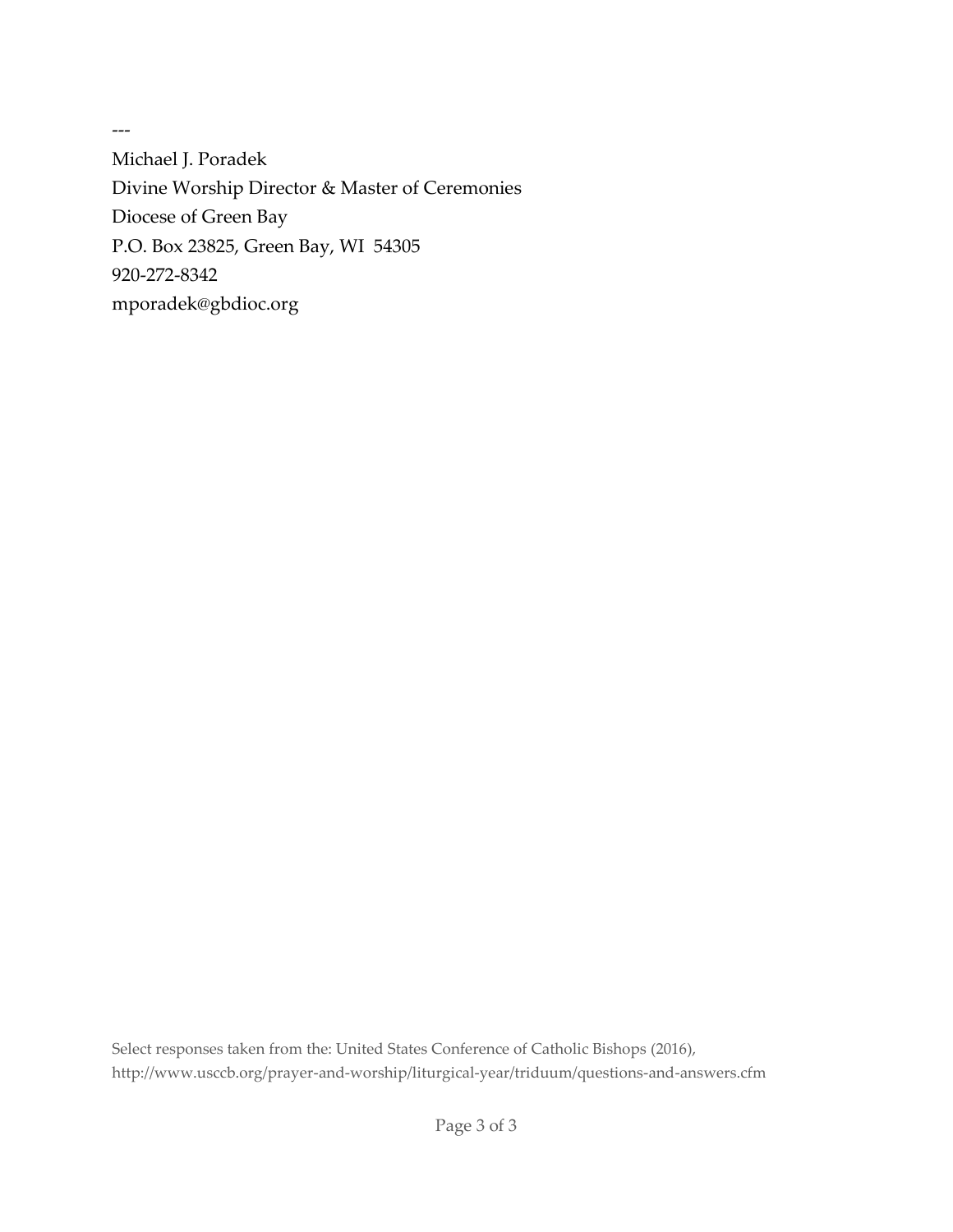---

Michael J. Poradek  
Divine Worship Director & Master of Ceremonies  
Diocese of Green Bay  
P.O. Box 23825, Green Bay, WI 54305  
920-272-8342  
mporadek@gbdioc.org

Select responses taken from the: United States Conference of Catholic Bishops (2016), http://www.usccb.org/prayer-and-worship/liturgical-year/triduum/questions-and-answers.cfm